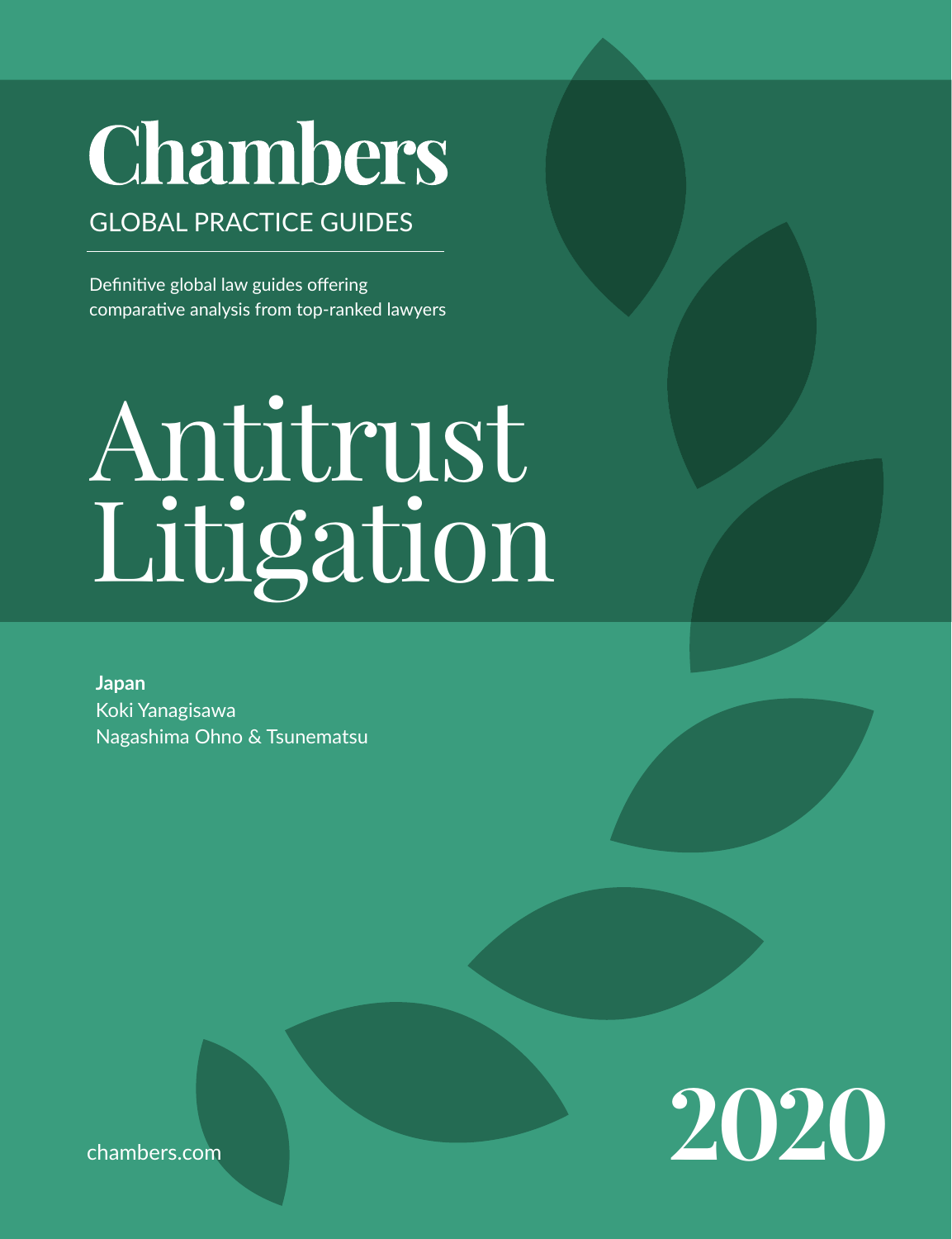# Chambers

GLOBAL PRACTICE GUIDES

Definitive global law guides offering comparative analysis from top-ranked lawyers

# Antitrust Litigation

**Japan**
Koki Yanagisawa
Nagashima Ohno & Tsunematsu

chambers.com

2020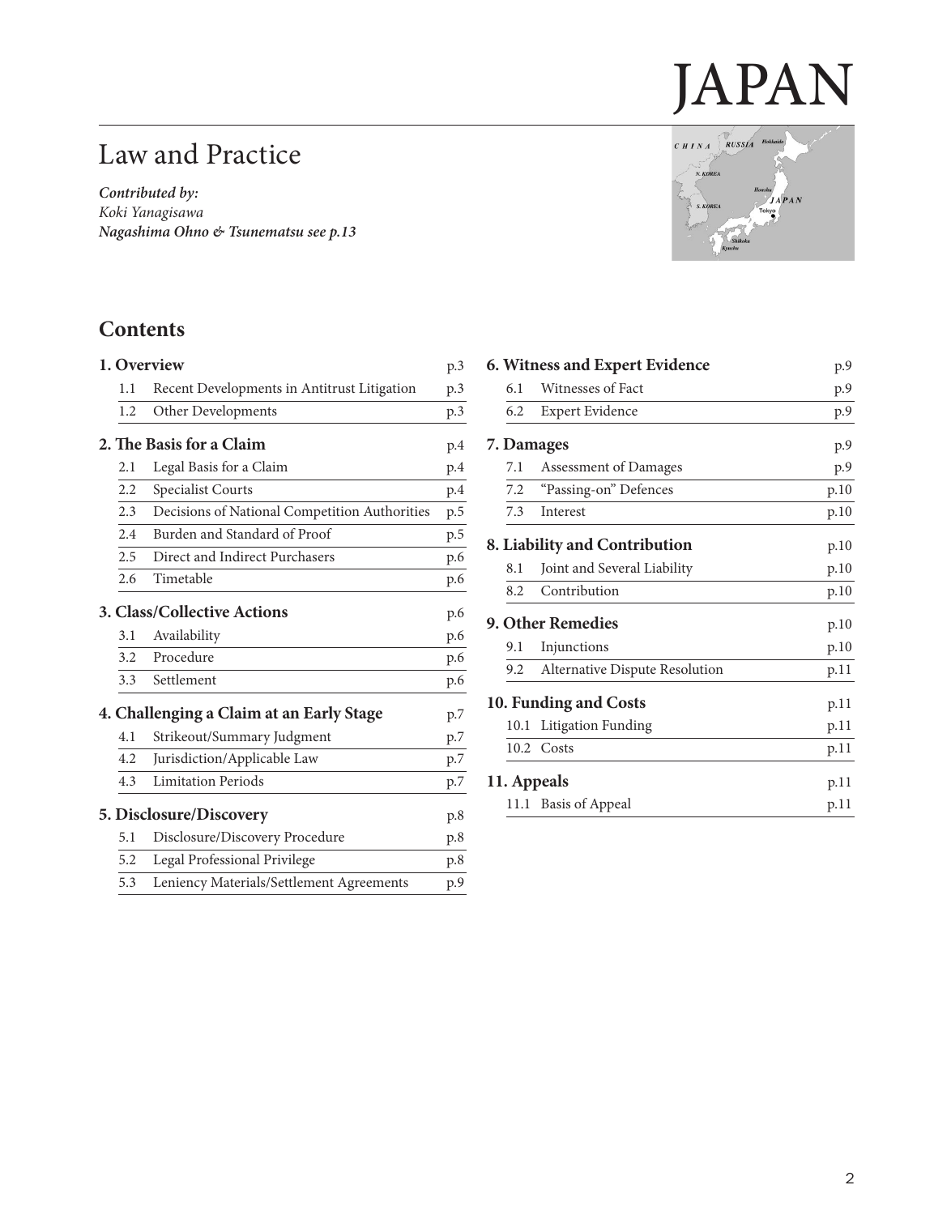# JAPAN

## Law and Practice

***Contributed by:***
*Koki Yanagisawa*
***Nagashima Ohno & Tsunematsu see p.13***

## Contents

| | | |
|---|---|---|
| **1. Overview** | | p.3 |
| 1.1 | Recent Developments in Antitrust Litigation | p.3 |
| 1.2 | Other Developments | p.3 |
| **2. The Basis for a Claim** | | p.4 |
| 2.1 | Legal Basis for a Claim | p.4 |
| 2.2 | Specialist Courts | p.4 |
| 2.3 | Decisions of National Competition Authorities | p.5 |
| 2.4 | Burden and Standard of Proof | p.5 |
| 2.5 | Direct and Indirect Purchasers | p.6 |
| 2.6 | Timetable | p.6 |
| **3. Class/Collective Actions** | | p.6 |
| 3.1 | Availability | p.6 |
| 3.2 | Procedure | p.6 |
| 3.3 | Settlement | p.6 |
| **4. Challenging a Claim at an Early Stage** | | p.7 |
| 4.1 | Strikeout/Summary Judgment | p.7 |
| 4.2 | Jurisdiction/Applicable Law | p.7 |
| 4.3 | Limitation Periods | p.7 |
| **5. Disclosure/Discovery** | | p.8 |
| 5.1 | Disclosure/Discovery Procedure | p.8 |
| 5.2 | Legal Professional Privilege | p.8 |
| 5.3 | Leniency Materials/Settlement Agreements | p.9 |
| **6. Witness and Expert Evidence** | | p.9 |
| 6.1 | Witnesses of Fact | p.9 |
| 6.2 | Expert Evidence | p.9 |
| **7. Damages** | | p.9 |
| 7.1 | Assessment of Damages | p.9 |
| 7.2 | "Passing-on" Defences | p.10 |
| 7.3 | Interest | p.10 |
| **8. Liability and Contribution** | | p.10 |
| 8.1 | Joint and Several Liability | p.10 |
| 8.2 | Contribution | p.10 |
| **9. Other Remedies** | | p.10 |
| 9.1 | Injunctions | p.10 |
| 9.2 | Alternative Dispute Resolution | p.11 |
| **10. Funding and Costs** | | p.11 |
| 10.1 | Litigation Funding | p.11 |
| 10.2 | Costs | p.11 |
| **11. Appeals** | | p.11 |
| 11.1 | Basis of Appeal | p.11 |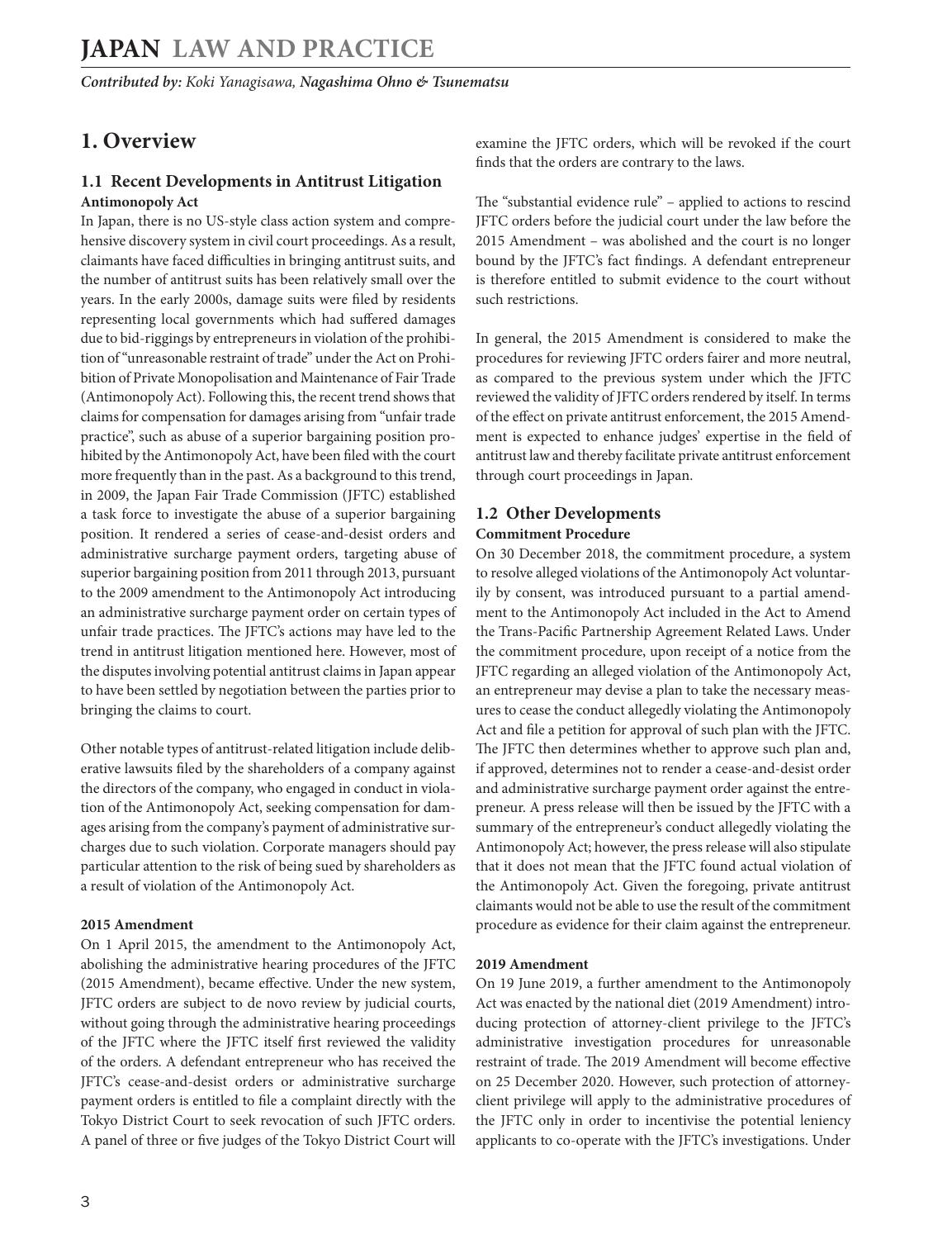# 1. Overview

## 1.1 Recent Developments in Antitrust Litigation

**Antimonopoly Act**

In Japan, there is no US-style class action system and comprehensive discovery system in civil court proceedings. As a result, claimants have faced difficulties in bringing antitrust suits, and the number of antitrust suits has been relatively small over the years. In the early 2000s, damage suits were filed by residents representing local governments which had suffered damages due to bid-riggings by entrepreneurs in violation of the prohibition of "unreasonable restraint of trade" under the Act on Prohibition of Private Monopolisation and Maintenance of Fair Trade (Antimonopoly Act). Following this, the recent trend shows that claims for compensation for damages arising from "unfair trade practice", such as abuse of a superior bargaining position prohibited by the Antimonopoly Act, have been filed with the court more frequently than in the past. As a background to this trend, in 2009, the Japan Fair Trade Commission (JFTC) established a task force to investigate the abuse of a superior bargaining position. It rendered a series of cease-and-desist orders and administrative surcharge payment orders, targeting abuse of superior bargaining position from 2011 through 2013, pursuant to the 2009 amendment to the Antimonopoly Act introducing an administrative surcharge payment order on certain types of unfair trade practices. The JFTC's actions may have led to the trend in antitrust litigation mentioned here. However, most of the disputes involving potential antitrust claims in Japan appear to have been settled by negotiation between the parties prior to bringing the claims to court.

Other notable types of antitrust-related litigation include deliberative lawsuits filed by the shareholders of a company against the directors of the company, who engaged in conduct in violation of the Antimonopoly Act, seeking compensation for damages arising from the company's payment of administrative surcharges due to such violation. Corporate managers should pay particular attention to the risk of being sued by shareholders as a result of violation of the Antimonopoly Act.

**2015 Amendment**

On 1 April 2015, the amendment to the Antimonopoly Act, abolishing the administrative hearing procedures of the JFTC (2015 Amendment), became effective. Under the new system, JFTC orders are subject to de novo review by judicial courts, without going through the administrative hearing proceedings of the JFTC where the JFTC itself first reviewed the validity of the orders. A defendant entrepreneur who has received the JFTC's cease-and-desist orders or administrative surcharge payment orders is entitled to file a complaint directly with the Tokyo District Court to seek revocation of such JFTC orders. A panel of three or five judges of the Tokyo District Court will examine the JFTC orders, which will be revoked if the court finds that the orders are contrary to the laws.

The "substantial evidence rule" – applied to actions to rescind JFTC orders before the judicial court under the law before the 2015 Amendment – was abolished and the court is no longer bound by the JFTC's fact findings. A defendant entrepreneur is therefore entitled to submit evidence to the court without such restrictions.

In general, the 2015 Amendment is considered to make the procedures for reviewing JFTC orders fairer and more neutral, as compared to the previous system under which the JFTC reviewed the validity of JFTC orders rendered by itself. In terms of the effect on private antitrust enforcement, the 2015 Amendment is expected to enhance judges' expertise in the field of antitrust law and thereby facilitate private antitrust enforcement through court proceedings in Japan.

## 1.2 Other Developments

**Commitment Procedure**

On 30 December 2018, the commitment procedure, a system to resolve alleged violations of the Antimonopoly Act voluntarily by consent, was introduced pursuant to a partial amendment to the Antimonopoly Act included in the Act to Amend the Trans-Pacific Partnership Agreement Related Laws. Under the commitment procedure, upon receipt of a notice from the JFTC regarding an alleged violation of the Antimonopoly Act, an entrepreneur may devise a plan to take the necessary measures to cease the conduct allegedly violating the Antimonopoly Act and file a petition for approval of such plan with the JFTC. The JFTC then determines whether to approve such plan and, if approved, determines not to render a cease-and-desist order and administrative surcharge payment order against the entrepreneur. A press release will then be issued by the JFTC with a summary of the entrepreneur's conduct allegedly violating the Antimonopoly Act; however, the press release will also stipulate that it does not mean that the JFTC found actual violation of the Antimonopoly Act. Given the foregoing, private antitrust claimants would not be able to use the result of the commitment procedure as evidence for their claim against the entrepreneur.

**2019 Amendment**

On 19 June 2019, a further amendment to the Antimonopoly Act was enacted by the national diet (2019 Amendment) introducing protection of attorney-client privilege to the JFTC's administrative investigation procedures for unreasonable restraint of trade. The 2019 Amendment will become effective on 25 December 2020. However, such protection of attorney-client privilege will apply to the administrative procedures of the JFTC only in order to incentivise the potential leniency applicants to co-operate with the JFTC's investigations. Under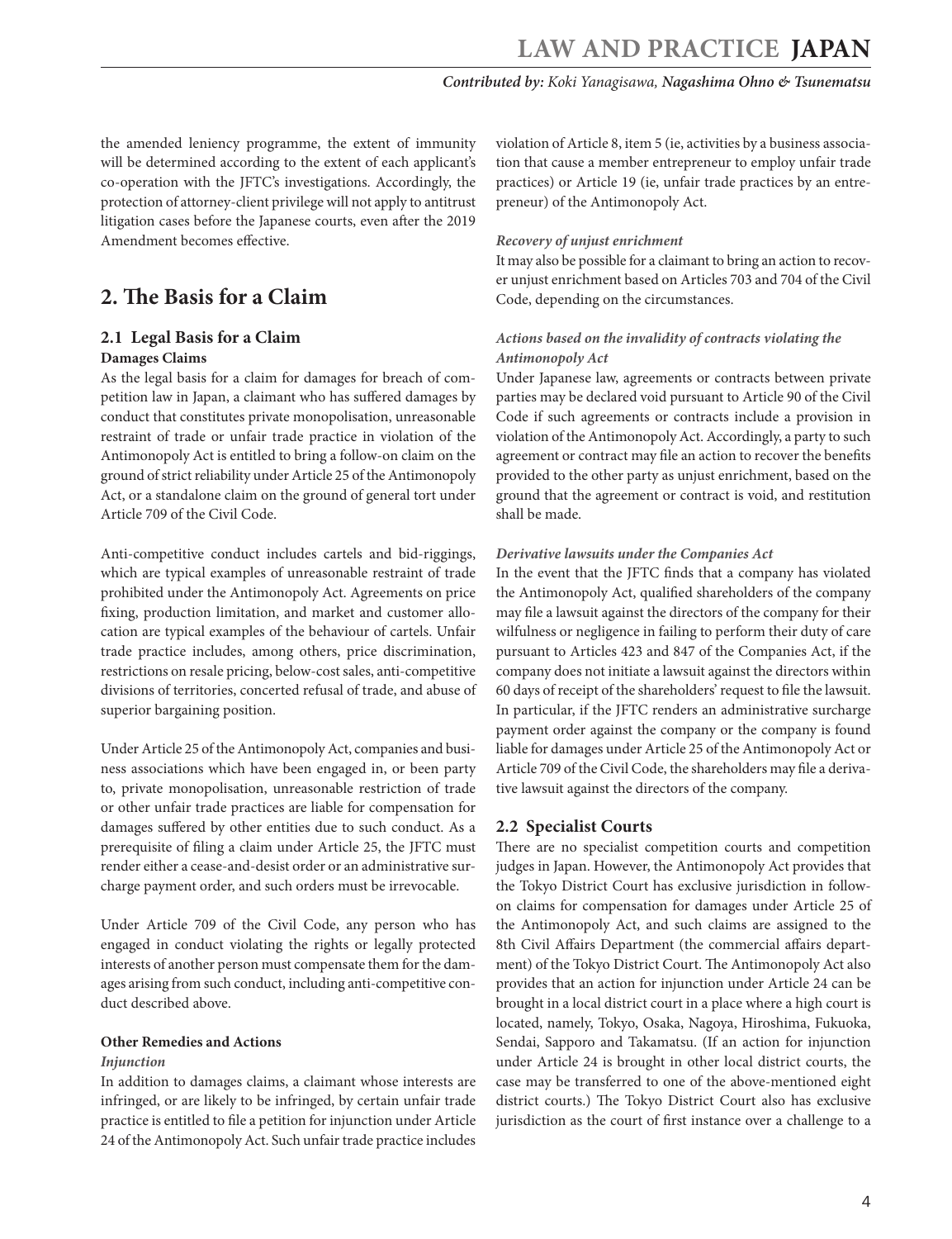the amended leniency programme, the extent of immunity will be determined according to the extent of each applicant's co-operation with the JFTC's investigations. Accordingly, the protection of attorney-client privilege will not apply to antitrust litigation cases before the Japanese courts, even after the 2019 Amendment becomes effective.

## 2. The Basis for a Claim

### 2.1 Legal Basis for a Claim

**Damages Claims**

As the legal basis for a claim for damages for breach of competition law in Japan, a claimant who has suffered damages by conduct that constitutes private monopolisation, unreasonable restraint of trade or unfair trade practice in violation of the Antimonopoly Act is entitled to bring a follow-on claim on the ground of strict reliability under Article 25 of the Antimonopoly Act, or a standalone claim on the ground of general tort under Article 709 of the Civil Code.

Anti-competitive conduct includes cartels and bid-riggings, which are typical examples of unreasonable restraint of trade prohibited under the Antimonopoly Act. Agreements on price fixing, production limitation, and market and customer allocation are typical examples of the behaviour of cartels. Unfair trade practice includes, among others, price discrimination, restrictions on resale pricing, below-cost sales, anti-competitive divisions of territories, concerted refusal of trade, and abuse of superior bargaining position.

Under Article 25 of the Antimonopoly Act, companies and business associations which have been engaged in, or been party to, private monopolisation, unreasonable restriction of trade or other unfair trade practices are liable for compensation for damages suffered by other entities due to such conduct. As a prerequisite of filing a claim under Article 25, the JFTC must render either a cease-and-desist order or an administrative surcharge payment order, and such orders must be irrevocable.

Under Article 709 of the Civil Code, any person who has engaged in conduct violating the rights or legally protected interests of another person must compensate them for the damages arising from such conduct, including anti-competitive conduct described above.

**Other Remedies and Actions**

***Injunction***

In addition to damages claims, a claimant whose interests are infringed, or are likely to be infringed, by certain unfair trade practice is entitled to file a petition for injunction under Article 24 of the Antimonopoly Act. Such unfair trade practice includes violation of Article 8, item 5 (ie, activities by a business association that cause a member entrepreneur to employ unfair trade practices) or Article 19 (ie, unfair trade practices by an entrepreneur) of the Antimonopoly Act.

***Recovery of unjust enrichment***

It may also be possible for a claimant to bring an action to recover unjust enrichment based on Articles 703 and 704 of the Civil Code, depending on the circumstances.

***Actions based on the invalidity of contracts violating the Antimonopoly Act***

Under Japanese law, agreements or contracts between private parties may be declared void pursuant to Article 90 of the Civil Code if such agreements or contracts include a provision in violation of the Antimonopoly Act. Accordingly, a party to such agreement or contract may file an action to recover the benefits provided to the other party as unjust enrichment, based on the ground that the agreement or contract is void, and restitution shall be made.

***Derivative lawsuits under the Companies Act***

In the event that the JFTC finds that a company has violated the Antimonopoly Act, qualified shareholders of the company may file a lawsuit against the directors of the company for their wilfulness or negligence in failing to perform their duty of care pursuant to Articles 423 and 847 of the Companies Act, if the company does not initiate a lawsuit against the directors within 60 days of receipt of the shareholders' request to file the lawsuit. In particular, if the JFTC renders an administrative surcharge payment order against the company or the company is found liable for damages under Article 25 of the Antimonopoly Act or Article 709 of the Civil Code, the shareholders may file a derivative lawsuit against the directors of the company.

### 2.2 Specialist Courts

There are no specialist competition courts and competition judges in Japan. However, the Antimonopoly Act provides that the Tokyo District Court has exclusive jurisdiction in follow-on claims for compensation for damages under Article 25 of the Antimonopoly Act, and such claims are assigned to the 8th Civil Affairs Department (the commercial affairs department) of the Tokyo District Court. The Antimonopoly Act also provides that an action for injunction under Article 24 can be brought in a local district court in a place where a high court is located, namely, Tokyo, Osaka, Nagoya, Hiroshima, Fukuoka, Sendai, Sapporo and Takamatsu. (If an action for injunction under Article 24 is brought in other local district courts, the case may be transferred to one of the above-mentioned eight district courts.) The Tokyo District Court also has exclusive jurisdiction as the court of first instance over a challenge to a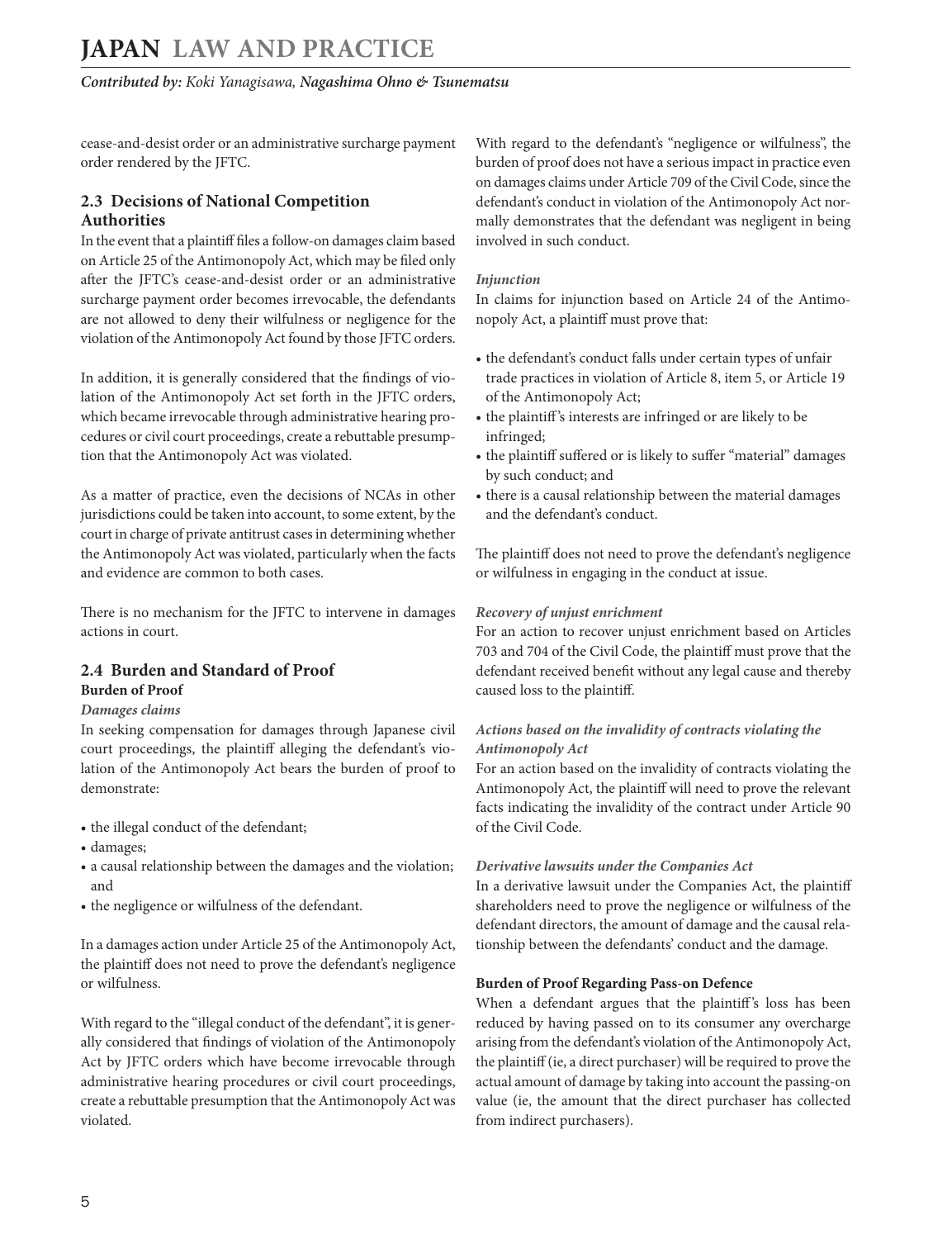cease-and-desist order or an administrative surcharge payment order rendered by the JFTC.

## 2.3 Decisions of National Competition Authorities

In the event that a plaintiff files a follow-on damages claim based on Article 25 of the Antimonopoly Act, which may be filed only after the JFTC's cease-and-desist order or an administrative surcharge payment order becomes irrevocable, the defendants are not allowed to deny their wilfulness or negligence for the violation of the Antimonopoly Act found by those JFTC orders.

In addition, it is generally considered that the findings of violation of the Antimonopoly Act set forth in the JFTC orders, which became irrevocable through administrative hearing procedures or civil court proceedings, create a rebuttable presumption that the Antimonopoly Act was violated.

As a matter of practice, even the decisions of NCAs in other jurisdictions could be taken into account, to some extent, by the court in charge of private antitrust cases in determining whether the Antimonopoly Act was violated, particularly when the facts and evidence are common to both cases.

There is no mechanism for the JFTC to intervene in damages actions in court.

## 2.4 Burden and Standard of Proof

### Burden of Proof

#### *Damages claims*

In seeking compensation for damages through Japanese civil court proceedings, the plaintiff alleging the defendant's violation of the Antimonopoly Act bears the burden of proof to demonstrate:

- the illegal conduct of the defendant;
- damages;
- a causal relationship between the damages and the violation; and
- the negligence or wilfulness of the defendant.

In a damages action under Article 25 of the Antimonopoly Act, the plaintiff does not need to prove the defendant's negligence or wilfulness.

With regard to the "illegal conduct of the defendant", it is generally considered that findings of violation of the Antimonopoly Act by JFTC orders which have become irrevocable through administrative hearing procedures or civil court proceedings, create a rebuttable presumption that the Antimonopoly Act was violated.

With regard to the defendant's "negligence or wilfulness", the burden of proof does not have a serious impact in practice even on damages claims under Article 709 of the Civil Code, since the defendant's conduct in violation of the Antimonopoly Act normally demonstrates that the defendant was negligent in being involved in such conduct.

#### *Injunction*

In claims for injunction based on Article 24 of the Antimonopoly Act, a plaintiff must prove that:

- the defendant's conduct falls under certain types of unfair trade practices in violation of Article 8, item 5, or Article 19 of the Antimonopoly Act;
- the plaintiff's interests are infringed or are likely to be infringed;
- the plaintiff suffered or is likely to suffer "material" damages by such conduct; and
- there is a causal relationship between the material damages and the defendant's conduct.

The plaintiff does not need to prove the defendant's negligence or wilfulness in engaging in the conduct at issue.

#### *Recovery of unjust enrichment*

For an action to recover unjust enrichment based on Articles 703 and 704 of the Civil Code, the plaintiff must prove that the defendant received benefit without any legal cause and thereby caused loss to the plaintiff.

#### *Actions based on the invalidity of contracts violating the Antimonopoly Act*

For an action based on the invalidity of contracts violating the Antimonopoly Act, the plaintiff will need to prove the relevant facts indicating the invalidity of the contract under Article 90 of the Civil Code.

#### *Derivative lawsuits under the Companies Act*

In a derivative lawsuit under the Companies Act, the plaintiff shareholders need to prove the negligence or wilfulness of the defendant directors, the amount of damage and the causal relationship between the defendants' conduct and the damage.

### Burden of Proof Regarding Pass-on Defence

When a defendant argues that the plaintiff's loss has been reduced by having passed on to its consumer any overcharge arising from the defendant's violation of the Antimonopoly Act, the plaintiff (ie, a direct purchaser) will be required to prove the actual amount of damage by taking into account the passing-on value (ie, the amount that the direct purchaser has collected from indirect purchasers).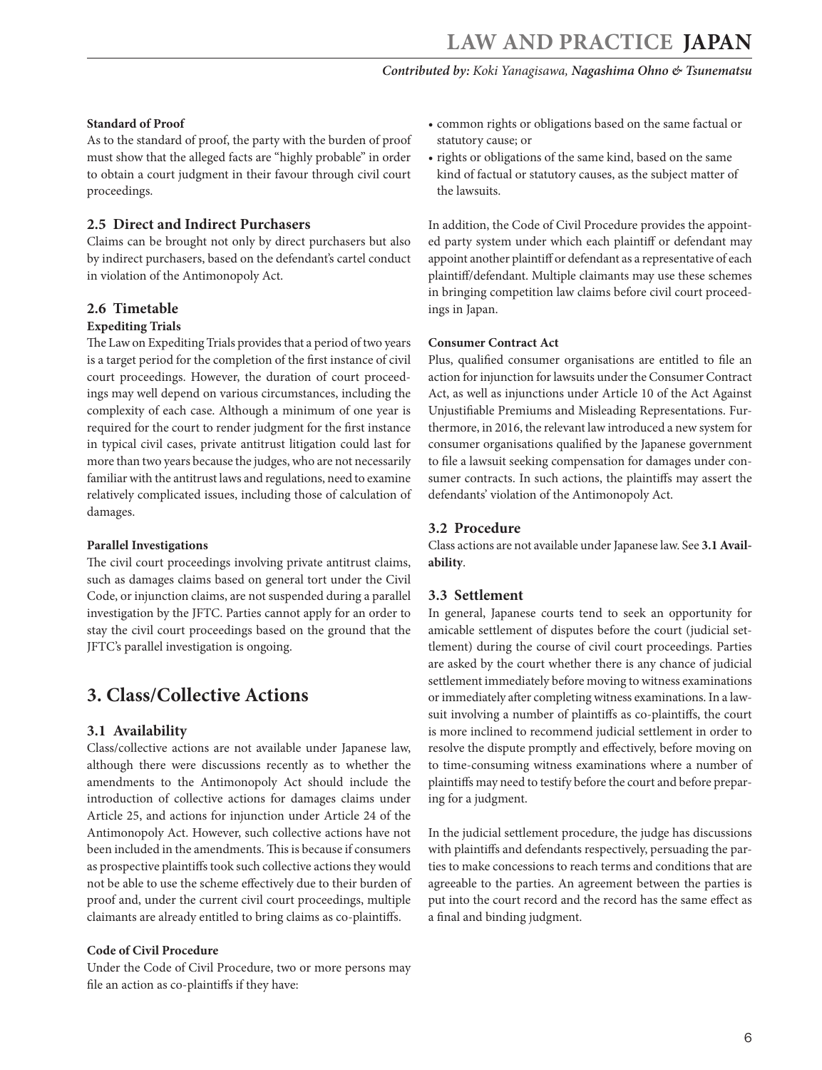**Standard of Proof**

As to the standard of proof, the party with the burden of proof must show that the alleged facts are "highly probable" in order to obtain a court judgment in their favour through civil court proceedings.

### 2.5 Direct and Indirect Purchasers

Claims can be brought not only by direct purchasers but also by indirect purchasers, based on the defendant's cartel conduct in violation of the Antimonopoly Act.

### 2.6 Timetable

**Expediting Trials**

The Law on Expediting Trials provides that a period of two years is a target period for the completion of the first instance of civil court proceedings. However, the duration of court proceedings may well depend on various circumstances, including the complexity of each case. Although a minimum of one year is required for the court to render judgment for the first instance in typical civil cases, private antitrust litigation could last for more than two years because the judges, who are not necessarily familiar with the antitrust laws and regulations, need to examine relatively complicated issues, including those of calculation of damages.

**Parallel Investigations**

The civil court proceedings involving private antitrust claims, such as damages claims based on general tort under the Civil Code, or injunction claims, are not suspended during a parallel investigation by the JFTC. Parties cannot apply for an order to stay the civil court proceedings based on the ground that the JFTC's parallel investigation is ongoing.

## 3. Class/Collective Actions

### 3.1 Availability

Class/collective actions are not available under Japanese law, although there were discussions recently as to whether the amendments to the Antimonopoly Act should include the introduction of collective actions for damages claims under Article 25, and actions for injunction under Article 24 of the Antimonopoly Act. However, such collective actions have not been included in the amendments. This is because if consumers as prospective plaintiffs took such collective actions they would not be able to use the scheme effectively due to their burden of proof and, under the current civil court proceedings, multiple claimants are already entitled to bring claims as co-plaintiffs.

**Code of Civil Procedure**

Under the Code of Civil Procedure, two or more persons may file an action as co-plaintiffs if they have:

- common rights or obligations based on the same factual or statutory cause; or
- rights or obligations of the same kind, based on the same kind of factual or statutory causes, as the subject matter of the lawsuits.

In addition, the Code of Civil Procedure provides the appointed party system under which each plaintiff or defendant may appoint another plaintiff or defendant as a representative of each plaintiff/defendant. Multiple claimants may use these schemes in bringing competition law claims before civil court proceedings in Japan.

**Consumer Contract Act**

Plus, qualified consumer organisations are entitled to file an action for injunction for lawsuits under the Consumer Contract Act, as well as injunctions under Article 10 of the Act Against Unjustifiable Premiums and Misleading Representations. Furthermore, in 2016, the relevant law introduced a new system for consumer organisations qualified by the Japanese government to file a lawsuit seeking compensation for damages under consumer contracts. In such actions, the plaintiffs may assert the defendants' violation of the Antimonopoly Act.

### 3.2 Procedure

Class actions are not available under Japanese law. See **3.1 Availability**.

### 3.3 Settlement

In general, Japanese courts tend to seek an opportunity for amicable settlement of disputes before the court (judicial settlement) during the course of civil court proceedings. Parties are asked by the court whether there is any chance of judicial settlement immediately before moving to witness examinations or immediately after completing witness examinations. In a lawsuit involving a number of plaintiffs as co-plaintiffs, the court is more inclined to recommend judicial settlement in order to resolve the dispute promptly and effectively, before moving on to time-consuming witness examinations where a number of plaintiffs may need to testify before the court and before preparing for a judgment.

In the judicial settlement procedure, the judge has discussions with plaintiffs and defendants respectively, persuading the parties to make concessions to reach terms and conditions that are agreeable to the parties. An agreement between the parties is put into the court record and the record has the same effect as a final and binding judgment.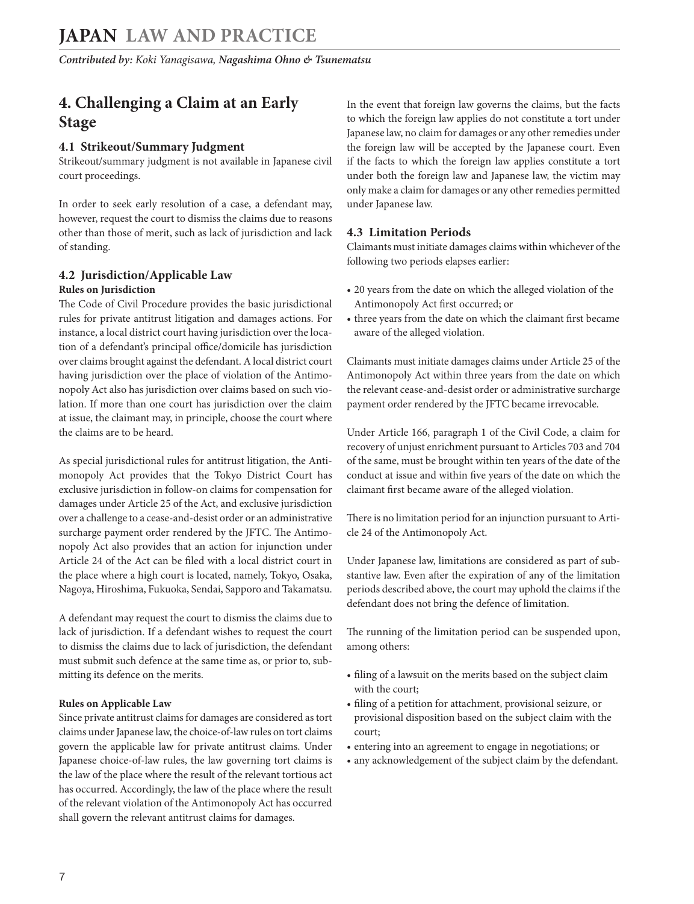## 4. Challenging a Claim at an Early Stage

### 4.1 Strikeout/Summary Judgment

Strikeout/summary judgment is not available in Japanese civil court proceedings.

In order to seek early resolution of a case, a defendant may, however, request the court to dismiss the claims due to reasons other than those of merit, such as lack of jurisdiction and lack of standing.

### 4.2 Jurisdiction/Applicable Law

**Rules on Jurisdiction**

The Code of Civil Procedure provides the basic jurisdictional rules for private antitrust litigation and damages actions. For instance, a local district court having jurisdiction over the location of a defendant's principal office/domicile has jurisdiction over claims brought against the defendant. A local district court having jurisdiction over the place of violation of the Antimonopoly Act also has jurisdiction over claims based on such violation. If more than one court has jurisdiction over the claim at issue, the claimant may, in principle, choose the court where the claims are to be heard.

As special jurisdictional rules for antitrust litigation, the Antimonopoly Act provides that the Tokyo District Court has exclusive jurisdiction in follow-on claims for compensation for damages under Article 25 of the Act, and exclusive jurisdiction over a challenge to a cease-and-desist order or an administrative surcharge payment order rendered by the JFTC. The Antimonopoly Act also provides that an action for injunction under Article 24 of the Act can be filed with a local district court in the place where a high court is located, namely, Tokyo, Osaka, Nagoya, Hiroshima, Fukuoka, Sendai, Sapporo and Takamatsu.

A defendant may request the court to dismiss the claims due to lack of jurisdiction. If a defendant wishes to request the court to dismiss the claims due to lack of jurisdiction, the defendant must submit such defence at the same time as, or prior to, submitting its defence on the merits.

**Rules on Applicable Law**

Since private antitrust claims for damages are considered as tort claims under Japanese law, the choice-of-law rules on tort claims govern the applicable law for private antitrust claims. Under Japanese choice-of-law rules, the law governing tort claims is the law of the place where the result of the relevant tortious act has occurred. Accordingly, the law of the place where the result of the relevant violation of the Antimonopoly Act has occurred shall govern the relevant antitrust claims for damages.

In the event that foreign law governs the claims, but the facts to which the foreign law applies do not constitute a tort under Japanese law, no claim for damages or any other remedies under the foreign law will be accepted by the Japanese court. Even if the facts to which the foreign law applies constitute a tort under both the foreign law and Japanese law, the victim may only make a claim for damages or any other remedies permitted under Japanese law.

### 4.3 Limitation Periods

Claimants must initiate damages claims within whichever of the following two periods elapses earlier:

- 20 years from the date on which the alleged violation of the Antimonopoly Act first occurred; or
- three years from the date on which the claimant first became aware of the alleged violation.

Claimants must initiate damages claims under Article 25 of the Antimonopoly Act within three years from the date on which the relevant cease-and-desist order or administrative surcharge payment order rendered by the JFTC became irrevocable.

Under Article 166, paragraph 1 of the Civil Code, a claim for recovery of unjust enrichment pursuant to Articles 703 and 704 of the same, must be brought within ten years of the date of the conduct at issue and within five years of the date on which the claimant first became aware of the alleged violation.

There is no limitation period for an injunction pursuant to Article 24 of the Antimonopoly Act.

Under Japanese law, limitations are considered as part of substantive law. Even after the expiration of any of the limitation periods described above, the court may uphold the claims if the defendant does not bring the defence of limitation.

The running of the limitation period can be suspended upon, among others:

- filing of a lawsuit on the merits based on the subject claim with the court;
- filing of a petition for attachment, provisional seizure, or provisional disposition based on the subject claim with the court;
- entering into an agreement to engage in negotiations; or
- any acknowledgement of the subject claim by the defendant.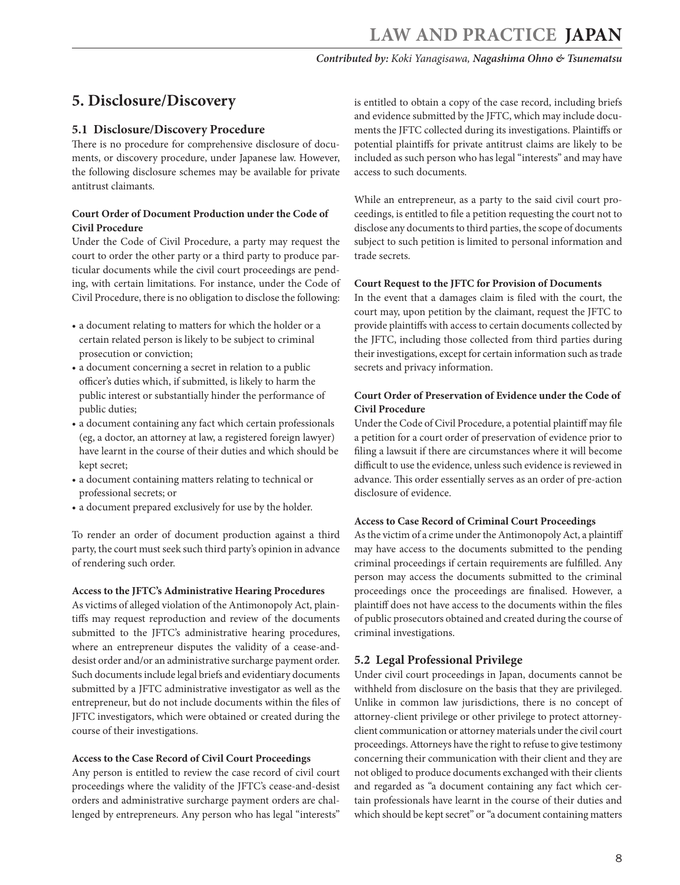## 5. Disclosure/Discovery

### 5.1 Disclosure/Discovery Procedure

There is no procedure for comprehensive disclosure of documents, or discovery procedure, under Japanese law. However, the following disclosure schemes may be available for private antitrust claimants.

**Court Order of Document Production under the Code of Civil Procedure**

Under the Code of Civil Procedure, a party may request the court to order the other party or a third party to produce particular documents while the civil court proceedings are pending, with certain limitations. For instance, under the Code of Civil Procedure, there is no obligation to disclose the following:

- a document relating to matters for which the holder or a certain related person is likely to be subject to criminal prosecution or conviction;
- a document concerning a secret in relation to a public officer's duties which, if submitted, is likely to harm the public interest or substantially hinder the performance of public duties;
- a document containing any fact which certain professionals (eg, a doctor, an attorney at law, a registered foreign lawyer) have learnt in the course of their duties and which should be kept secret;
- a document containing matters relating to technical or professional secrets; or
- a document prepared exclusively for use by the holder.

To render an order of document production against a third party, the court must seek such third party's opinion in advance of rendering such order.

**Access to the JFTC's Administrative Hearing Procedures**

As victims of alleged violation of the Antimonopoly Act, plaintiffs may request reproduction and review of the documents submitted to the JFTC's administrative hearing procedures, where an entrepreneur disputes the validity of a cease-and-desist order and/or an administrative surcharge payment order. Such documents include legal briefs and evidentiary documents submitted by a JFTC administrative investigator as well as the entrepreneur, but do not include documents within the files of JFTC investigators, which were obtained or created during the course of their investigations.

**Access to the Case Record of Civil Court Proceedings**

Any person is entitled to review the case record of civil court proceedings where the validity of the JFTC's cease-and-desist orders and administrative surcharge payment orders are challenged by entrepreneurs. Any person who has legal "interests" is entitled to obtain a copy of the case record, including briefs and evidence submitted by the JFTC, which may include documents the JFTC collected during its investigations. Plaintiffs or potential plaintiffs for private antitrust claims are likely to be included as such person who has legal "interests" and may have access to such documents.

While an entrepreneur, as a party to the said civil court proceedings, is entitled to file a petition requesting the court not to disclose any documents to third parties, the scope of documents subject to such petition is limited to personal information and trade secrets.

**Court Request to the JFTC for Provision of Documents**

In the event that a damages claim is filed with the court, the court may, upon petition by the claimant, request the JFTC to provide plaintiffs with access to certain documents collected by the JFTC, including those collected from third parties during their investigations, except for certain information such as trade secrets and privacy information.

**Court Order of Preservation of Evidence under the Code of Civil Procedure**

Under the Code of Civil Procedure, a potential plaintiff may file a petition for a court order of preservation of evidence prior to filing a lawsuit if there are circumstances where it will become difficult to use the evidence, unless such evidence is reviewed in advance. This order essentially serves as an order of pre-action disclosure of evidence.

**Access to Case Record of Criminal Court Proceedings**

As the victim of a crime under the Antimonopoly Act, a plaintiff may have access to the documents submitted to the pending criminal proceedings if certain requirements are fulfilled. Any person may access the documents submitted to the criminal proceedings once the proceedings are finalised. However, a plaintiff does not have access to the documents within the files of public prosecutors obtained and created during the course of criminal investigations.

### 5.2 Legal Professional Privilege

Under civil court proceedings in Japan, documents cannot be withheld from disclosure on the basis that they are privileged. Unlike in common law jurisdictions, there is no concept of attorney-client privilege or other privilege to protect attorney-client communication or attorney materials under the civil court proceedings. Attorneys have the right to refuse to give testimony concerning their communication with their client and they are not obliged to produce documents exchanged with their clients and regarded as "a document containing any fact which certain professionals have learnt in the course of their duties and which should be kept secret" or "a document containing matters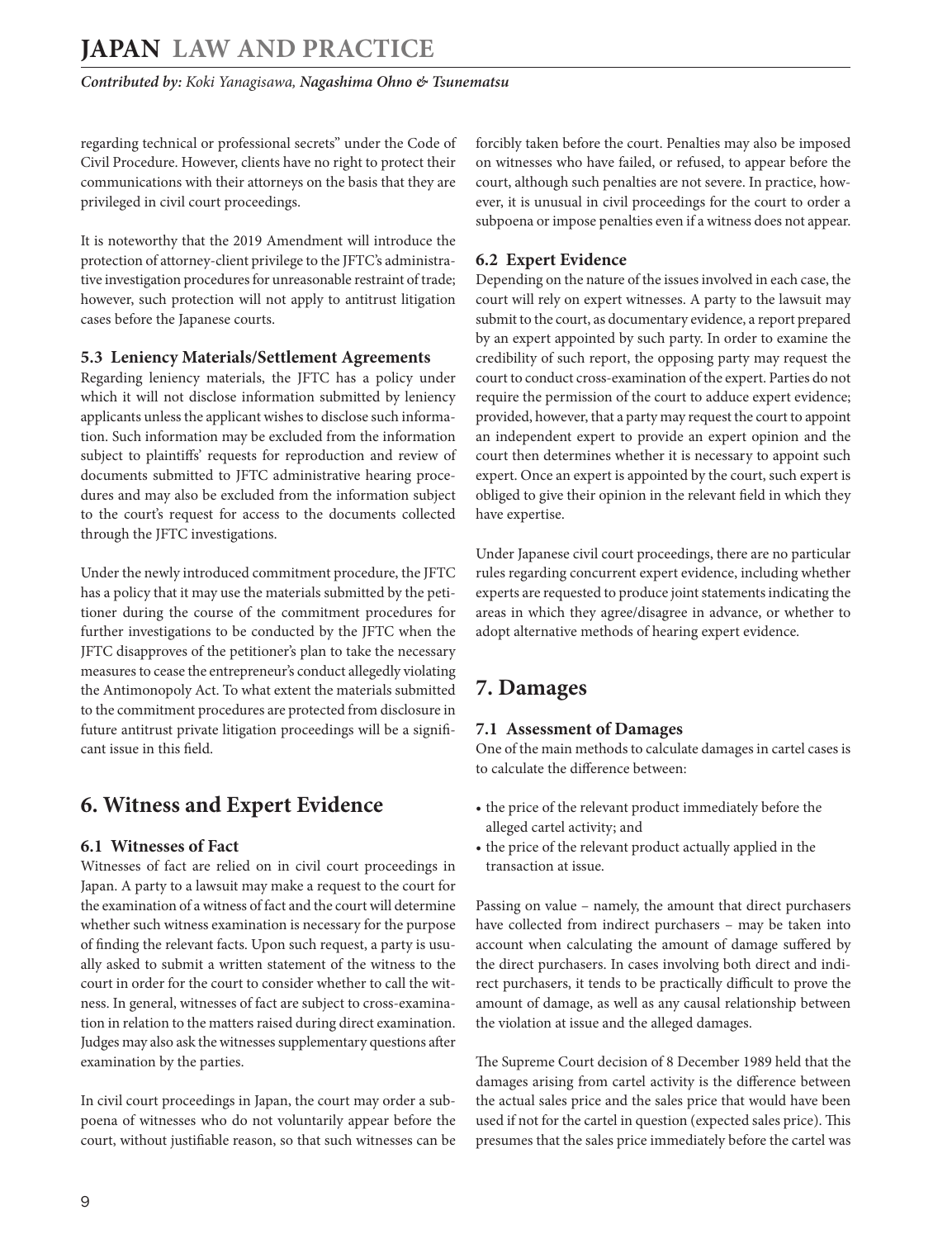regarding technical or professional secrets" under the Code of Civil Procedure. However, clients have no right to protect their communications with their attorneys on the basis that they are privileged in civil court proceedings.

It is noteworthy that the 2019 Amendment will introduce the protection of attorney-client privilege to the JFTC's administrative investigation procedures for unreasonable restraint of trade; however, such protection will not apply to antitrust litigation cases before the Japanese courts.

### 5.3 Leniency Materials/Settlement Agreements

Regarding leniency materials, the JFTC has a policy under which it will not disclose information submitted by leniency applicants unless the applicant wishes to disclose such information. Such information may be excluded from the information subject to plaintiffs' requests for reproduction and review of documents submitted to JFTC administrative hearing procedures and may also be excluded from the information subject to the court's request for access to the documents collected through the JFTC investigations.

Under the newly introduced commitment procedure, the JFTC has a policy that it may use the materials submitted by the petitioner during the course of the commitment procedures for further investigations to be conducted by the JFTC when the JFTC disapproves of the petitioner's plan to take the necessary measures to cease the entrepreneur's conduct allegedly violating the Antimonopoly Act. To what extent the materials submitted to the commitment procedures are protected from disclosure in future antitrust private litigation proceedings will be a significant issue in this field.

## 6. Witness and Expert Evidence

### 6.1 Witnesses of Fact

Witnesses of fact are relied on in civil court proceedings in Japan. A party to a lawsuit may make a request to the court for the examination of a witness of fact and the court will determine whether such witness examination is necessary for the purpose of finding the relevant facts. Upon such request, a party is usually asked to submit a written statement of the witness to the court in order for the court to consider whether to call the witness. In general, witnesses of fact are subject to cross-examination in relation to the matters raised during direct examination. Judges may also ask the witnesses supplementary questions after examination by the parties.

In civil court proceedings in Japan, the court may order a subpoena of witnesses who do not voluntarily appear before the court, without justifiable reason, so that such witnesses can be forcibly taken before the court. Penalties may also be imposed on witnesses who have failed, or refused, to appear before the court, although such penalties are not severe. In practice, however, it is unusual in civil proceedings for the court to order a subpoena or impose penalties even if a witness does not appear.

### 6.2 Expert Evidence

Depending on the nature of the issues involved in each case, the court will rely on expert witnesses. A party to the lawsuit may submit to the court, as documentary evidence, a report prepared by an expert appointed by such party. In order to examine the credibility of such report, the opposing party may request the court to conduct cross-examination of the expert. Parties do not require the permission of the court to adduce expert evidence; provided, however, that a party may request the court to appoint an independent expert to provide an expert opinion and the court then determines whether it is necessary to appoint such expert. Once an expert is appointed by the court, such expert is obliged to give their opinion in the relevant field in which they have expertise.

Under Japanese civil court proceedings, there are no particular rules regarding concurrent expert evidence, including whether experts are requested to produce joint statements indicating the areas in which they agree/disagree in advance, or whether to adopt alternative methods of hearing expert evidence.

## 7. Damages

### 7.1 Assessment of Damages

One of the main methods to calculate damages in cartel cases is to calculate the difference between:

- the price of the relevant product immediately before the alleged cartel activity; and
- the price of the relevant product actually applied in the transaction at issue.

Passing on value – namely, the amount that direct purchasers have collected from indirect purchasers – may be taken into account when calculating the amount of damage suffered by the direct purchasers. In cases involving both direct and indirect purchasers, it tends to be practically difficult to prove the amount of damage, as well as any causal relationship between the violation at issue and the alleged damages.

The Supreme Court decision of 8 December 1989 held that the damages arising from cartel activity is the difference between the actual sales price and the sales price that would have been used if not for the cartel in question (expected sales price). This presumes that the sales price immediately before the cartel was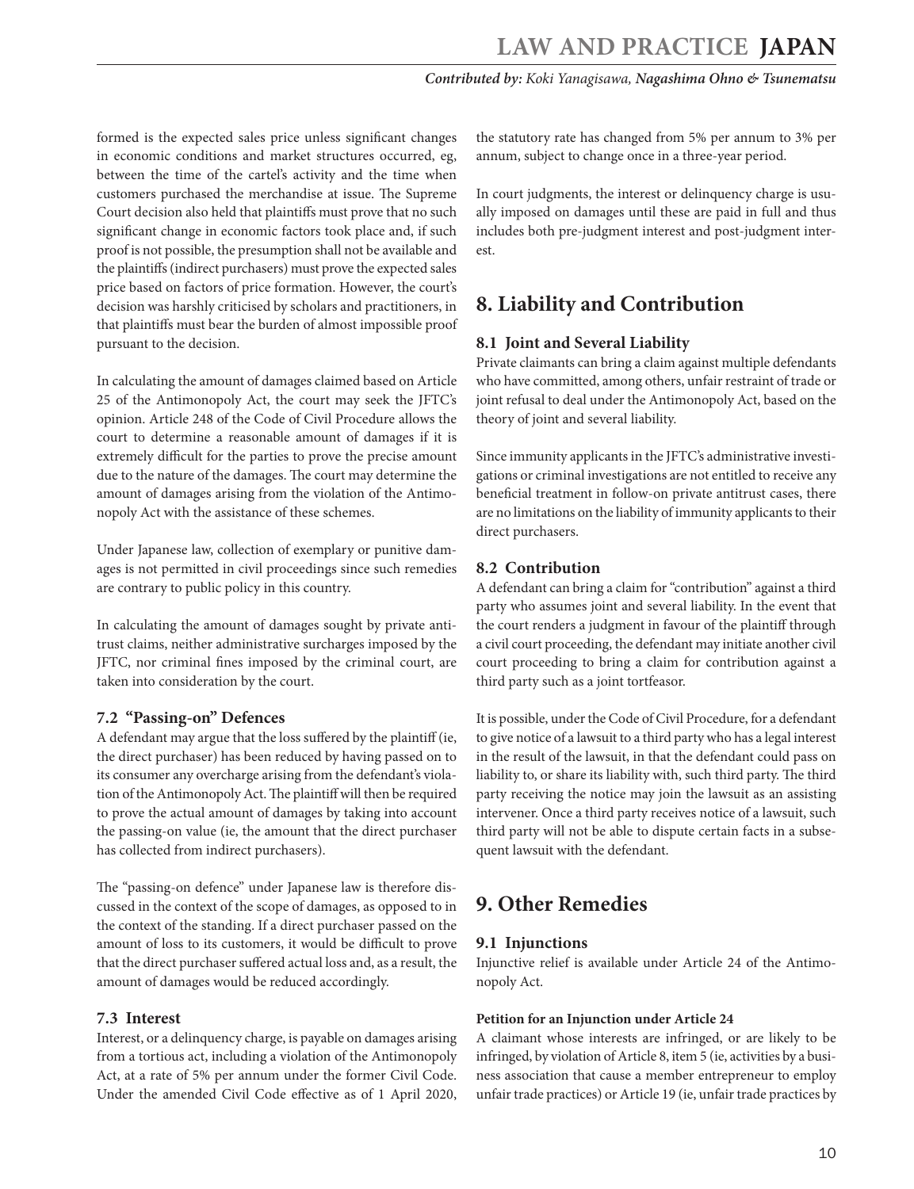formed is the expected sales price unless significant changes in economic conditions and market structures occurred, eg, between the time of the cartel's activity and the time when customers purchased the merchandise at issue. The Supreme Court decision also held that plaintiffs must prove that no such significant change in economic factors took place and, if such proof is not possible, the presumption shall not be available and the plaintiffs (indirect purchasers) must prove the expected sales price based on factors of price formation. However, the court's decision was harshly criticised by scholars and practitioners, in that plaintiffs must bear the burden of almost impossible proof pursuant to the decision.

In calculating the amount of damages claimed based on Article 25 of the Antimonopoly Act, the court may seek the JFTC's opinion. Article 248 of the Code of Civil Procedure allows the court to determine a reasonable amount of damages if it is extremely difficult for the parties to prove the precise amount due to the nature of the damages. The court may determine the amount of damages arising from the violation of the Antimonopoly Act with the assistance of these schemes.

Under Japanese law, collection of exemplary or punitive damages is not permitted in civil proceedings since such remedies are contrary to public policy in this country.

In calculating the amount of damages sought by private antitrust claims, neither administrative surcharges imposed by the JFTC, nor criminal fines imposed by the criminal court, are taken into consideration by the court.

### 7.2 "Passing-on" Defences

A defendant may argue that the loss suffered by the plaintiff (ie, the direct purchaser) has been reduced by having passed on to its consumer any overcharge arising from the defendant's violation of the Antimonopoly Act. The plaintiff will then be required to prove the actual amount of damages by taking into account the passing-on value (ie, the amount that the direct purchaser has collected from indirect purchasers).

The "passing-on defence" under Japanese law is therefore discussed in the context of the scope of damages, as opposed to in the context of the standing. If a direct purchaser passed on the amount of loss to its customers, it would be difficult to prove that the direct purchaser suffered actual loss and, as a result, the amount of damages would be reduced accordingly.

### 7.3 Interest

Interest, or a delinquency charge, is payable on damages arising from a tortious act, including a violation of the Antimonopoly Act, at a rate of 5% per annum under the former Civil Code. Under the amended Civil Code effective as of 1 April 2020, the statutory rate has changed from 5% per annum to 3% per annum, subject to change once in a three-year period.

In court judgments, the interest or delinquency charge is usually imposed on damages until these are paid in full and thus includes both pre-judgment interest and post-judgment interest.

## 8. Liability and Contribution

### 8.1 Joint and Several Liability

Private claimants can bring a claim against multiple defendants who have committed, among others, unfair restraint of trade or joint refusal to deal under the Antimonopoly Act, based on the theory of joint and several liability.

Since immunity applicants in the JFTC's administrative investigations or criminal investigations are not entitled to receive any beneficial treatment in follow-on private antitrust cases, there are no limitations on the liability of immunity applicants to their direct purchasers.

### 8.2 Contribution

A defendant can bring a claim for "contribution" against a third party who assumes joint and several liability. In the event that the court renders a judgment in favour of the plaintiff through a civil court proceeding, the defendant may initiate another civil court proceeding to bring a claim for contribution against a third party such as a joint tortfeasor.

It is possible, under the Code of Civil Procedure, for a defendant to give notice of a lawsuit to a third party who has a legal interest in the result of the lawsuit, in that the defendant could pass on liability to, or share its liability with, such third party. The third party receiving the notice may join the lawsuit as an assisting intervener. Once a third party receives notice of a lawsuit, such third party will not be able to dispute certain facts in a subsequent lawsuit with the defendant.

## 9. Other Remedies

### 9.1 Injunctions

Injunctive relief is available under Article 24 of the Antimonopoly Act.

#### Petition for an Injunction under Article 24

A claimant whose interests are infringed, or are likely to be infringed, by violation of Article 8, item 5 (ie, activities by a business association that cause a member entrepreneur to employ unfair trade practices) or Article 19 (ie, unfair trade practices by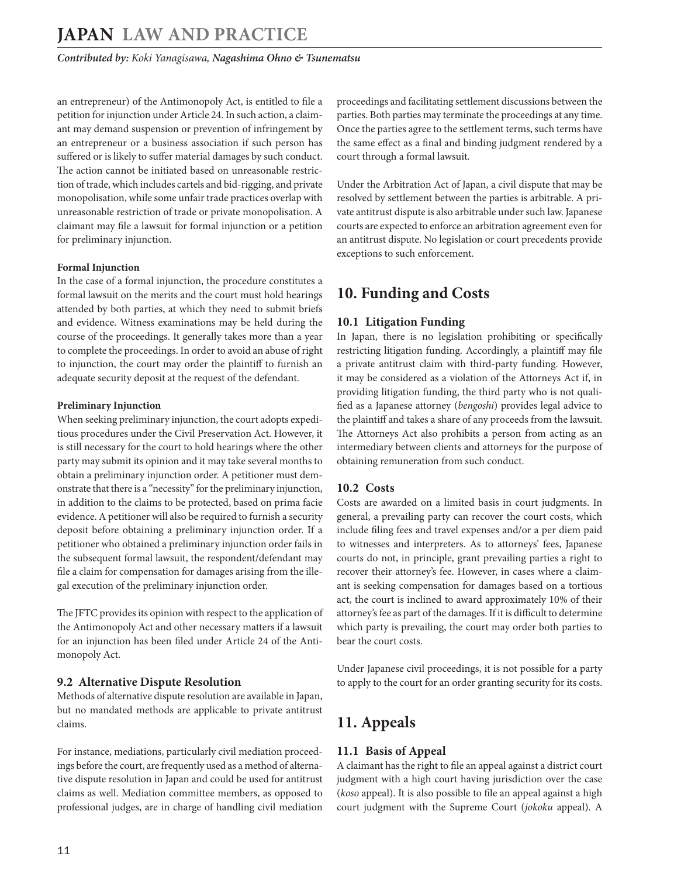an entrepreneur) of the Antimonopoly Act, is entitled to file a petition for injunction under Article 24. In such action, a claimant may demand suspension or prevention of infringement by an entrepreneur or a business association if such person has suffered or is likely to suffer material damages by such conduct. The action cannot be initiated based on unreasonable restriction of trade, which includes cartels and bid-rigging, and private monopolisation, while some unfair trade practices overlap with unreasonable restriction of trade or private monopolisation. A claimant may file a lawsuit for formal injunction or a petition for preliminary injunction.

**Formal Injunction**

In the case of a formal injunction, the procedure constitutes a formal lawsuit on the merits and the court must hold hearings attended by both parties, at which they need to submit briefs and evidence. Witness examinations may be held during the course of the proceedings. It generally takes more than a year to complete the proceedings. In order to avoid an abuse of right to injunction, the court may order the plaintiff to furnish an adequate security deposit at the request of the defendant.

**Preliminary Injunction**

When seeking preliminary injunction, the court adopts expeditious procedures under the Civil Preservation Act. However, it is still necessary for the court to hold hearings where the other party may submit its opinion and it may take several months to obtain a preliminary injunction order. A petitioner must demonstrate that there is a "necessity" for the preliminary injunction, in addition to the claims to be protected, based on prima facie evidence. A petitioner will also be required to furnish a security deposit before obtaining a preliminary injunction order. If a petitioner who obtained a preliminary injunction order fails in the subsequent formal lawsuit, the respondent/defendant may file a claim for compensation for damages arising from the illegal execution of the preliminary injunction order.

The JFTC provides its opinion with respect to the application of the Antimonopoly Act and other necessary matters if a lawsuit for an injunction has been filed under Article 24 of the Antimonopoly Act.

### 9.2 Alternative Dispute Resolution

Methods of alternative dispute resolution are available in Japan, but no mandated methods are applicable to private antitrust claims.

For instance, mediations, particularly civil mediation proceedings before the court, are frequently used as a method of alternative dispute resolution in Japan and could be used for antitrust claims as well. Mediation committee members, as opposed to professional judges, are in charge of handling civil mediation proceedings and facilitating settlement discussions between the parties. Both parties may terminate the proceedings at any time. Once the parties agree to the settlement terms, such terms have the same effect as a final and binding judgment rendered by a court through a formal lawsuit.

Under the Arbitration Act of Japan, a civil dispute that may be resolved by settlement between the parties is arbitrable. A private antitrust dispute is also arbitrable under such law. Japanese courts are expected to enforce an arbitration agreement even for an antitrust dispute. No legislation or court precedents provide exceptions to such enforcement.

## 10. Funding and Costs

### 10.1 Litigation Funding

In Japan, there is no legislation prohibiting or specifically restricting litigation funding. Accordingly, a plaintiff may file a private antitrust claim with third-party funding. However, it may be considered as a violation of the Attorneys Act if, in providing litigation funding, the third party who is not qualified as a Japanese attorney (*bengoshi*) provides legal advice to the plaintiff and takes a share of any proceeds from the lawsuit. The Attorneys Act also prohibits a person from acting as an intermediary between clients and attorneys for the purpose of obtaining remuneration from such conduct.

### 10.2 Costs

Costs are awarded on a limited basis in court judgments. In general, a prevailing party can recover the court costs, which include filing fees and travel expenses and/or a per diem paid to witnesses and interpreters. As to attorneys' fees, Japanese courts do not, in principle, grant prevailing parties a right to recover their attorney's fee. However, in cases where a claimant is seeking compensation for damages based on a tortious act, the court is inclined to award approximately 10% of their attorney's fee as part of the damages. If it is difficult to determine which party is prevailing, the court may order both parties to bear the court costs.

Under Japanese civil proceedings, it is not possible for a party to apply to the court for an order granting security for its costs.

## 11. Appeals

### 11.1 Basis of Appeal

A claimant has the right to file an appeal against a district court judgment with a high court having jurisdiction over the case (*koso* appeal). It is also possible to file an appeal against a high court judgment with the Supreme Court (*jokoku* appeal). A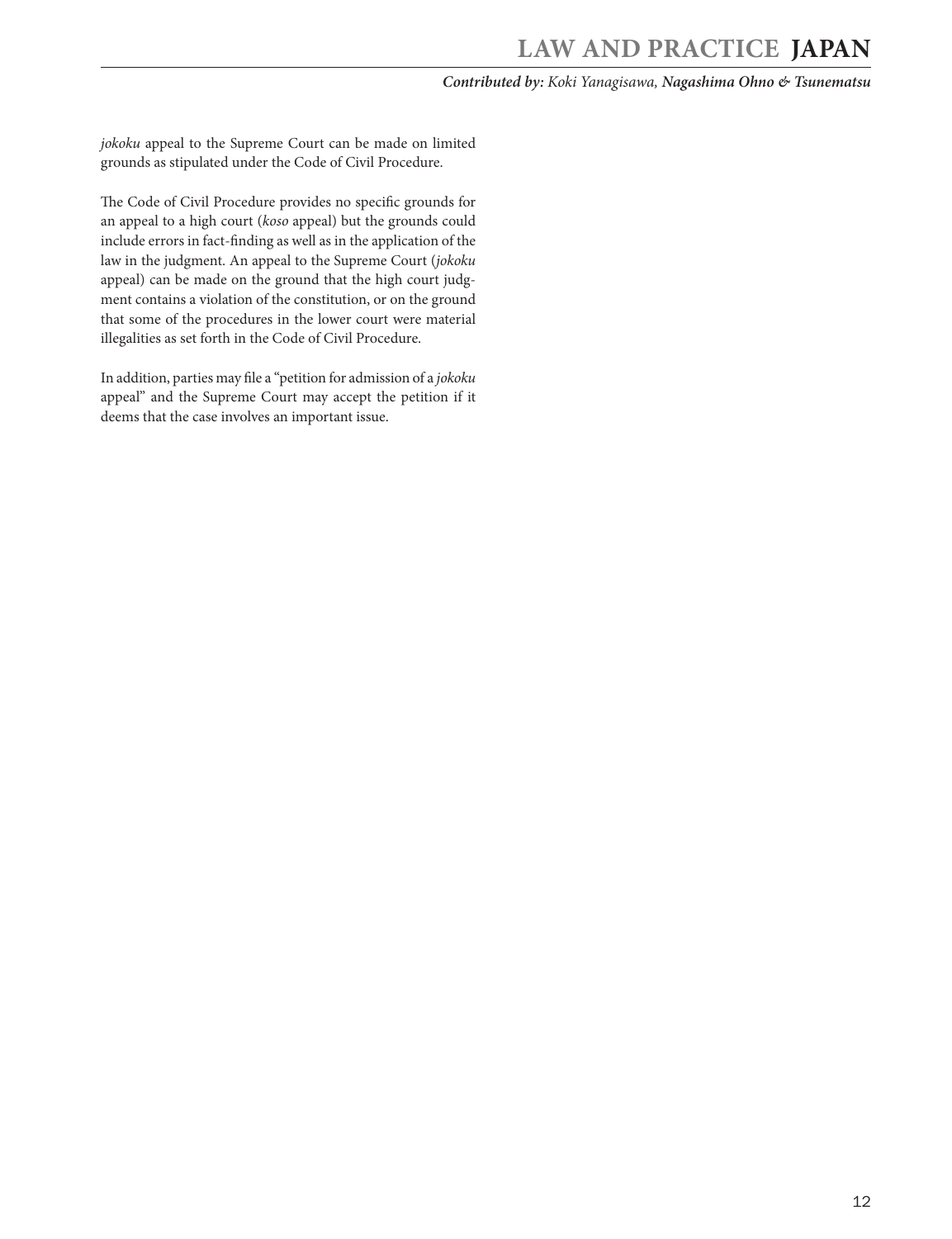*jokoku* appeal to the Supreme Court can be made on limited grounds as stipulated under the Code of Civil Procedure.

The Code of Civil Procedure provides no specific grounds for an appeal to a high court (*koso* appeal) but the grounds could include errors in fact-finding as well as in the application of the law in the judgment. An appeal to the Supreme Court (*jokoku* appeal) can be made on the ground that the high court judgment contains a violation of the constitution, or on the ground that some of the procedures in the lower court were material illegalities as set forth in the Code of Civil Procedure.

In addition, parties may file a "petition for admission of a *jokoku* appeal" and the Supreme Court may accept the petition if it deems that the case involves an important issue.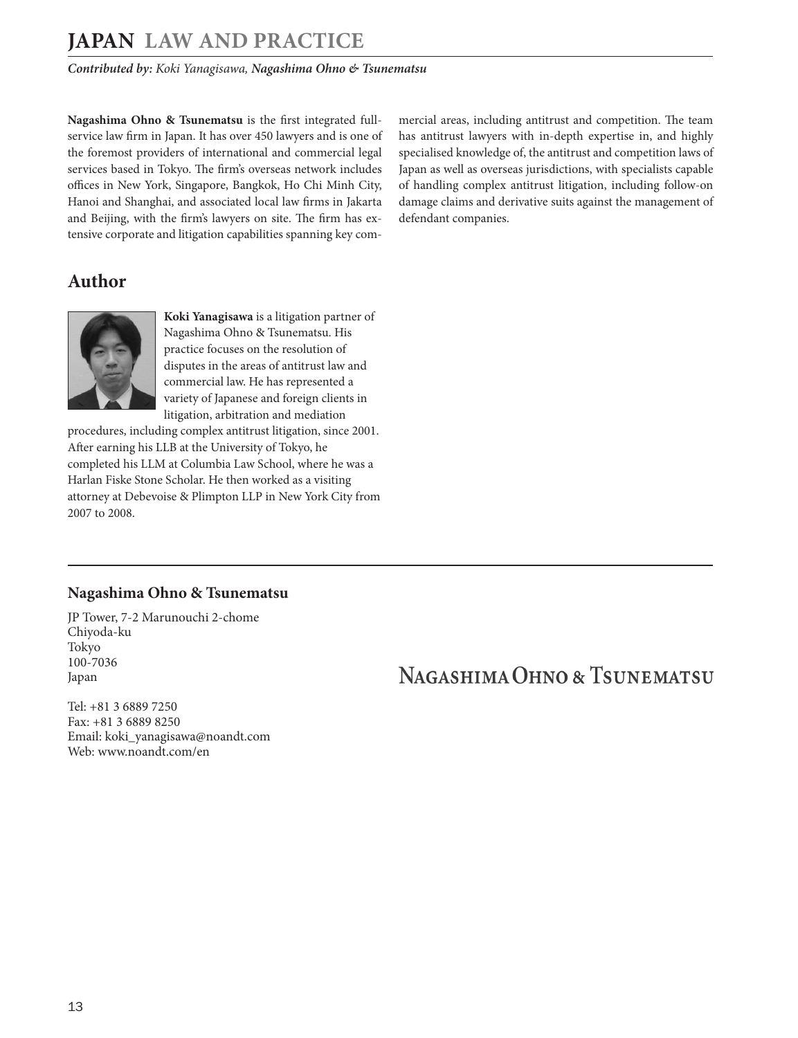**Nagashima Ohno & Tsunematsu** is the first integrated full-service law firm in Japan. It has over 450 lawyers and is one of the foremost providers of international and commercial legal services based in Tokyo. The firm's overseas network includes offices in New York, Singapore, Bangkok, Ho Chi Minh City, Hanoi and Shanghai, and associated local law firms in Jakarta and Beijing, with the firm's lawyers on site. The firm has extensive corporate and litigation capabilities spanning key commercial areas, including antitrust and competition. The team has antitrust lawyers with in-depth expertise in, and highly specialised knowledge of, the antitrust and competition laws of Japan as well as overseas jurisdictions, with specialists capable of handling complex antitrust litigation, including follow-on damage claims and derivative suits against the management of defendant companies.

## Author

**Koki Yanagisawa** is a litigation partner of Nagashima Ohno & Tsunematsu. His practice focuses on the resolution of disputes in the areas of antitrust law and commercial law. He has represented a variety of Japanese and foreign clients in litigation, arbitration and mediation procedures, including complex antitrust litigation, since 2001. After earning his LLB at the University of Tokyo, he completed his LLM at Columbia Law School, where he was a Harlan Fiske Stone Scholar. He then worked as a visiting attorney at Debevoise & Plimpton LLP in New York City from 2007 to 2008.

### Nagashima Ohno & Tsunematsu

JP Tower, 7-2 Marunouchi 2-chome
Chiyoda-ku
Tokyo
100-7036
Japan

Tel: +81 3 6889 7250
Fax: +81 3 6889 8250
Email: koki_yanagisawa@noandt.com
Web: www.noandt.com/en

NAGASHIMA OHNO & TSUNEMATSU